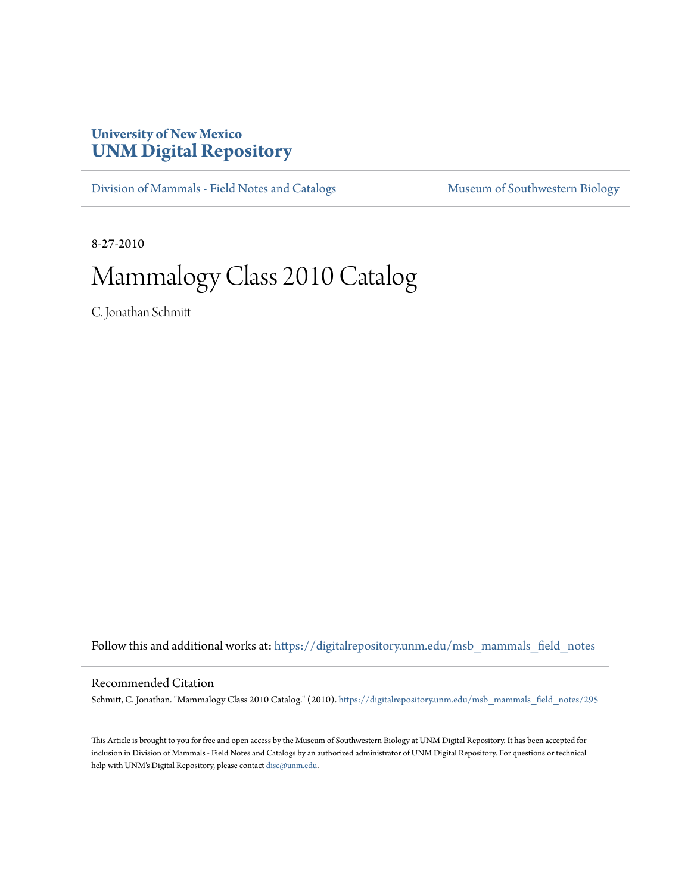# University of New Mexico
# UNM Digital Repository

Division of Mammals - Field Notes and Catalogs | Museum of Southwestern Biology

8-27-2010

# Mammalogy Class 2010 Catalog

C. Jonathan Schmitt

Follow this and additional works at: https://digitalrepository.unm.edu/msb_mammals_field_notes

## Recommended Citation

Schmitt, C. Jonathan. "Mammalogy Class 2010 Catalog." (2010). https://digitalrepository.unm.edu/msb_mammals_field_notes/295

This Article is brought to you for free and open access by the Museum of Southwestern Biology at UNM Digital Repository. It has been accepted for inclusion in Division of Mammals - Field Notes and Catalogs by an authorized administrator of UNM Digital Repository. For questions or technical help with UNM's Digital Repository, please contact disc@unm.edu.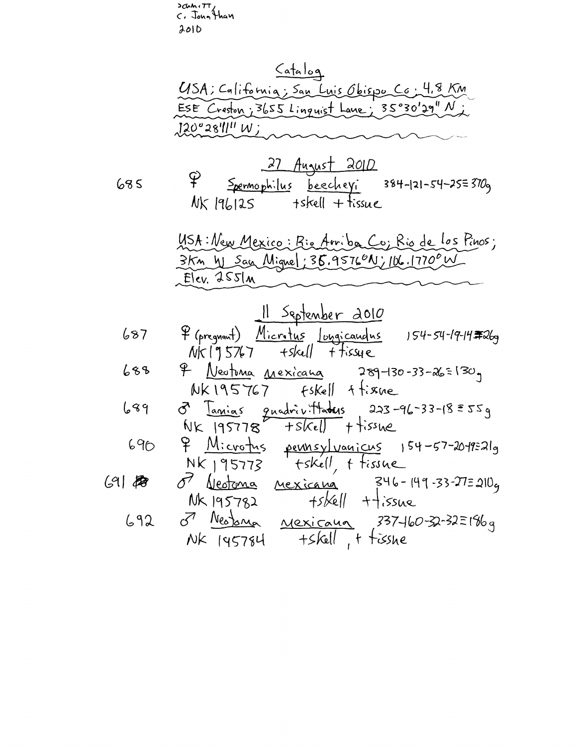Schmitt,
C. Jonathan
2010

## Catalog

USA; California; San Luis Obispo Co; 4.8 Km ESE Creston; 3655 Linquist Lane; 35°30'29" N; 120°28'11" W;

27 August 2010

685 ♀ *Spermophilus beecheyi* 384-121-54-25=370g
NK 196125 +skell + tissue

USA: New Mexico: Rio Arriba Co; Rio de los Pinos; 3Km W San Miguel; 36.9576°N; 106.1770°W
Elev. 2551m

11 September 2010

687 ♀ (pregnant) *Microtus longicaudus* 154-54-19-14=26g
NK 195767 +skell + tissue

688 ♀ *Neotoma mexicana* 289-130-33-26=130g
NK 195767 +skell + tissue

689 ♂ *Tamias quadrivittatus* 223-96-33-18=55g
NK 195778 +skell + tissue

690 ♀ *Microtus pennsylvanicus* 154-57-20-19=21g
NK 195773 +skell, + tissue

691 ♂ *Neotoma mexicana* 346-149-33-27=210g
NK 195782 +skell + tissue

692 ♂ *Neotoma mexicana* 337-160-32-32=186g
NK 195784 +skell, + tissue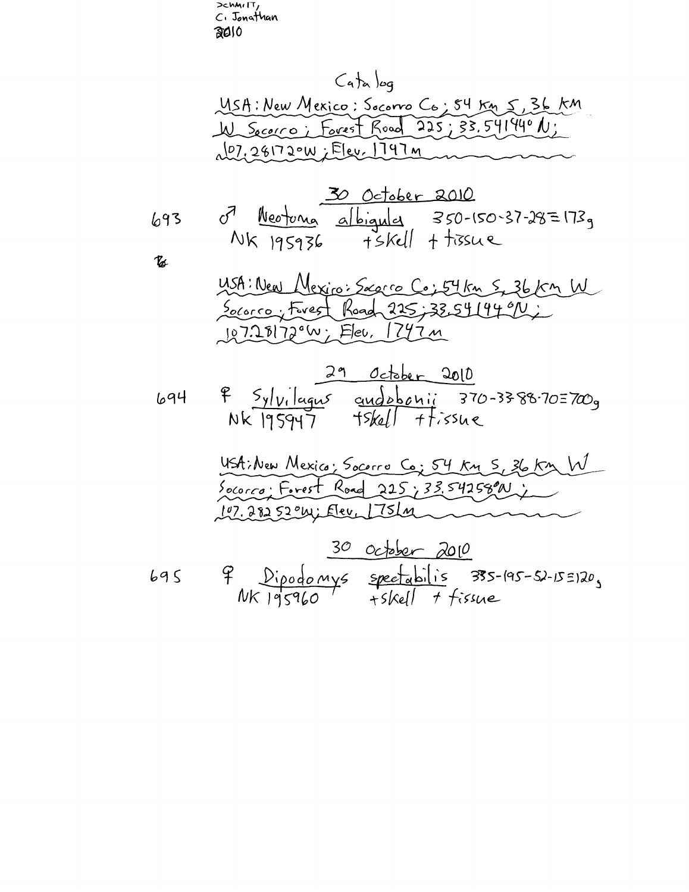Schmitt,
C. Jonathan
2010

# Catalog

USA: New Mexico: Socorro Co; 54 Km S, 36 KM W Socorro; Forest Road 225; 33.54144° N; 107.28172°W; Elev. 1747 m

30 October 2010

693 ♂ *Neotoma albigula* 350-150-37-28=173g
NK 195936 +skell + tissue

USA: New Mexico: Socorro Co; 54 Km S, 36 Km W Socorro; Forest Road 225; 33.54144°N; 107.28172°W; Elev. 1747 m

29 October 2010

694 ♀ *Sylvilagus audobonii* 370-33-88-70=700g
NK 195947 +skell +tissue

USA: New Mexico; Socorro Co; 54 Km S, 36 Km W Socorro; Forest Road 225; 33.54258°N; 107.28252°W; Elev. 1751m

30 October 2010

695 ♀ *Dipodomys spectabilis* 335-195-52-15=120g
NK 195960 +skell + tissue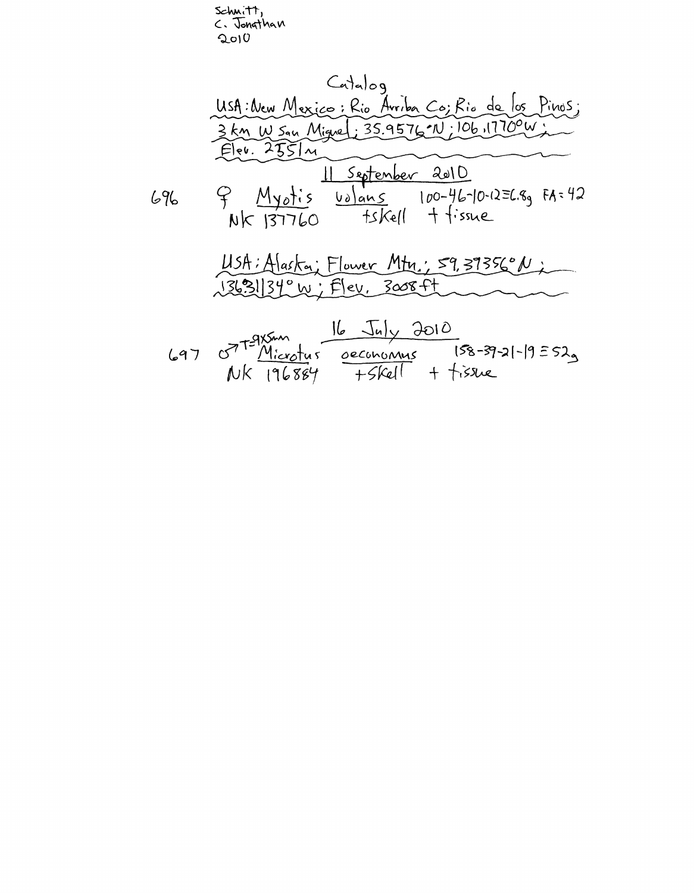Schmitt,
C. Jonathan
2010

Catalog

USA: New Mexico: Rio Arriba Co; Rio de los Pinos;
3 km W San Miguel; 35.9576°N; 106.1770°W;
Elev. 2551m

11 September 2010

696 ♀ *Myotis volans* 100-46-10-12=6.8g FA=42
NK 137760 +skell + tissue

USA: Alaska; Flower Mtn.; 59.37356°N;
136.31134° W; Elev. 3008 ft

16 July 2010

697 ♂ T=9x5mm *Microtus oeconomus* 158-39-21-19=52g
NK 196884 +skell + tissue